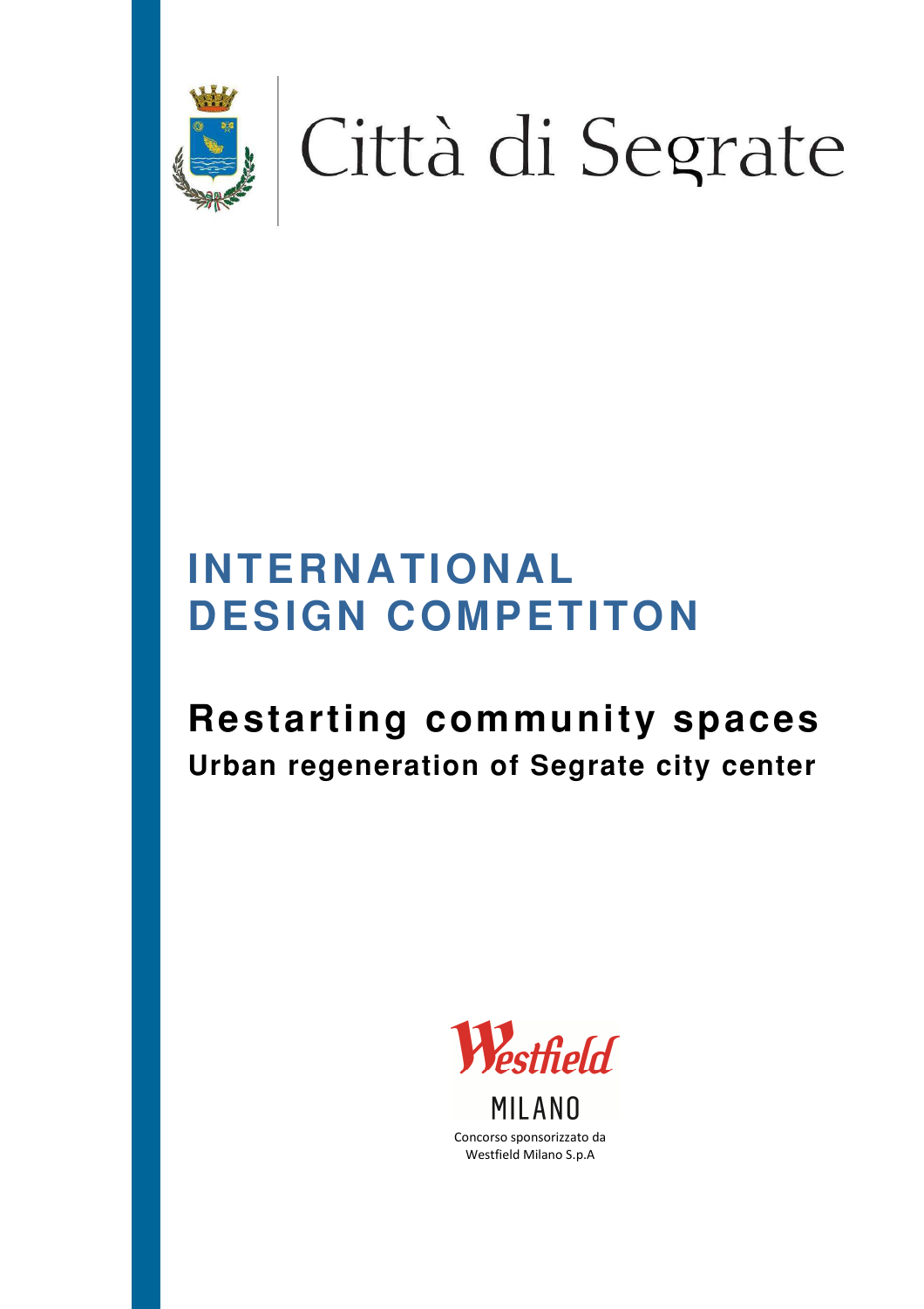Città di Segrate

# INTERNATIONAL DESIGN COMPETITON

## Restarting community spaces

### Urban regeneration of Segrate city center

Westfield

MILANO

Concorso sponsorizzato da
Westfield Milano S.p.A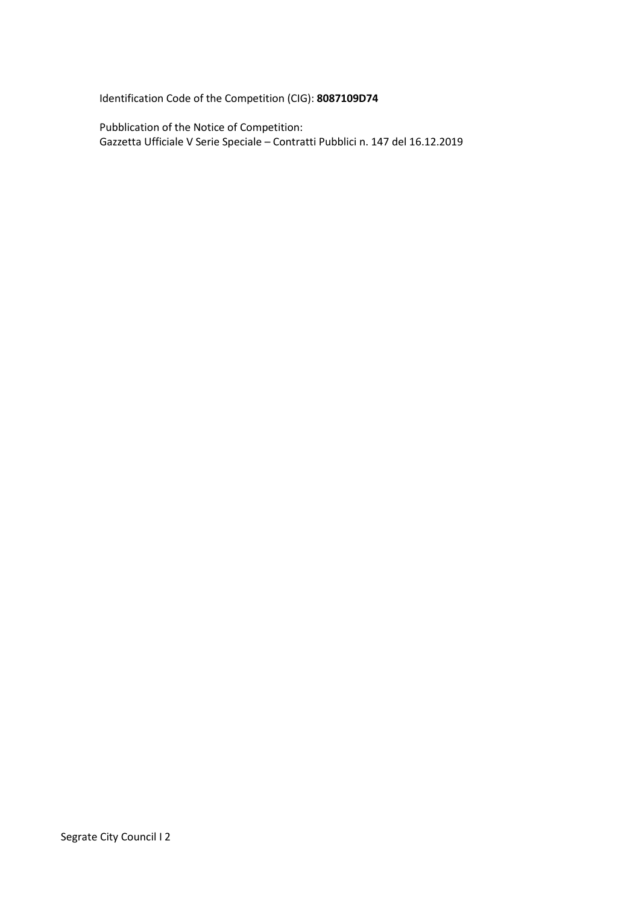Identification Code of the Competition (CIG): **8087109D74**

Pubblication of the Notice of Competition:
Gazzetta Ufficiale V Serie Speciale – Contratti Pubblici n. 147 del 16.12.2019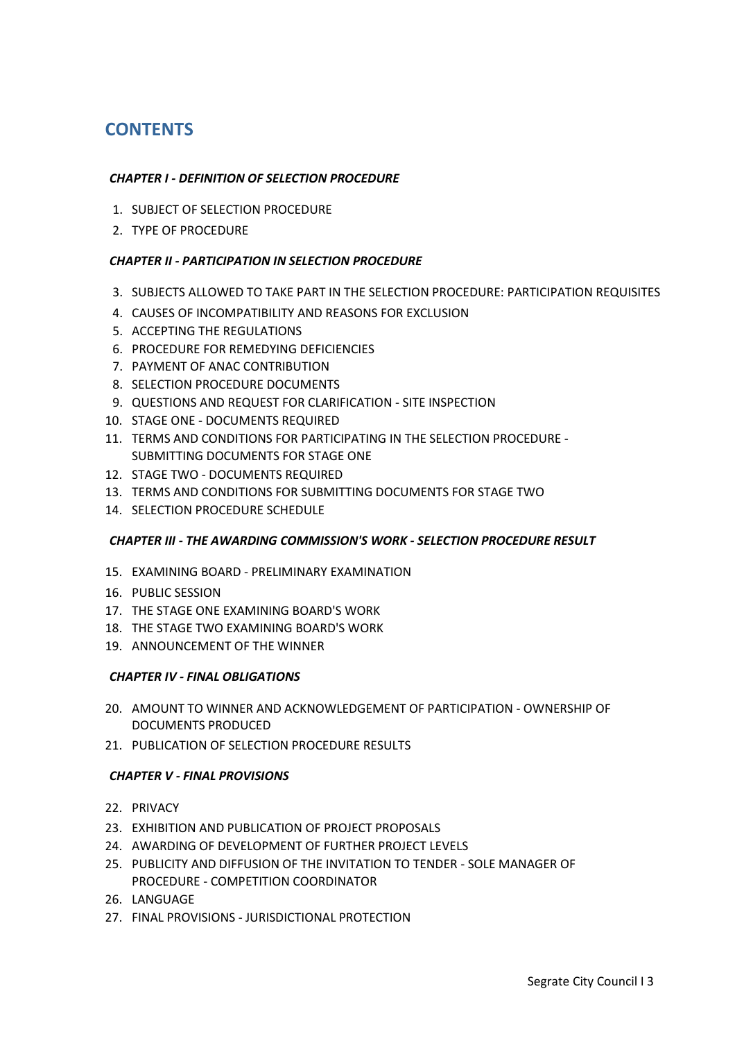# CONTENTS

***CHAPTER I - DEFINITION OF SELECTION PROCEDURE***

1. SUBJECT OF SELECTION PROCEDURE
2. TYPE OF PROCEDURE

***CHAPTER II - PARTICIPATION IN SELECTION PROCEDURE***

3. SUBJECTS ALLOWED TO TAKE PART IN THE SELECTION PROCEDURE: PARTICIPATION REQUISITES
4. CAUSES OF INCOMPATIBILITY AND REASONS FOR EXCLUSION
5. ACCEPTING THE REGULATIONS
6. PROCEDURE FOR REMEDYING DEFICIENCIES
7. PAYMENT OF ANAC CONTRIBUTION
8. SELECTION PROCEDURE DOCUMENTS
9. QUESTIONS AND REQUEST FOR CLARIFICATION - SITE INSPECTION
10. STAGE ONE - DOCUMENTS REQUIRED
11. TERMS AND CONDITIONS FOR PARTICIPATING IN THE SELECTION PROCEDURE - SUBMITTING DOCUMENTS FOR STAGE ONE
12. STAGE TWO - DOCUMENTS REQUIRED
13. TERMS AND CONDITIONS FOR SUBMITTING DOCUMENTS FOR STAGE TWO
14. SELECTION PROCEDURE SCHEDULE

***CHAPTER III - THE AWARDING COMMISSION'S WORK - SELECTION PROCEDURE RESULT***

15. EXAMINING BOARD - PRELIMINARY EXAMINATION
16. PUBLIC SESSION
17. THE STAGE ONE EXAMINING BOARD'S WORK
18. THE STAGE TWO EXAMINING BOARD'S WORK
19. ANNOUNCEMENT OF THE WINNER

***CHAPTER IV - FINAL OBLIGATIONS***

20. AMOUNT TO WINNER AND ACKNOWLEDGEMENT OF PARTICIPATION - OWNERSHIP OF DOCUMENTS PRODUCED
21. PUBLICATION OF SELECTION PROCEDURE RESULTS

***CHAPTER V - FINAL PROVISIONS***

22. PRIVACY
23. EXHIBITION AND PUBLICATION OF PROJECT PROPOSALS
24. AWARDING OF DEVELOPMENT OF FURTHER PROJECT LEVELS
25. PUBLICITY AND DIFFUSION OF THE INVITATION TO TENDER - SOLE MANAGER OF PROCEDURE - COMPETITION COORDINATOR
26. LANGUAGE
27. FINAL PROVISIONS - JURISDICTIONAL PROTECTION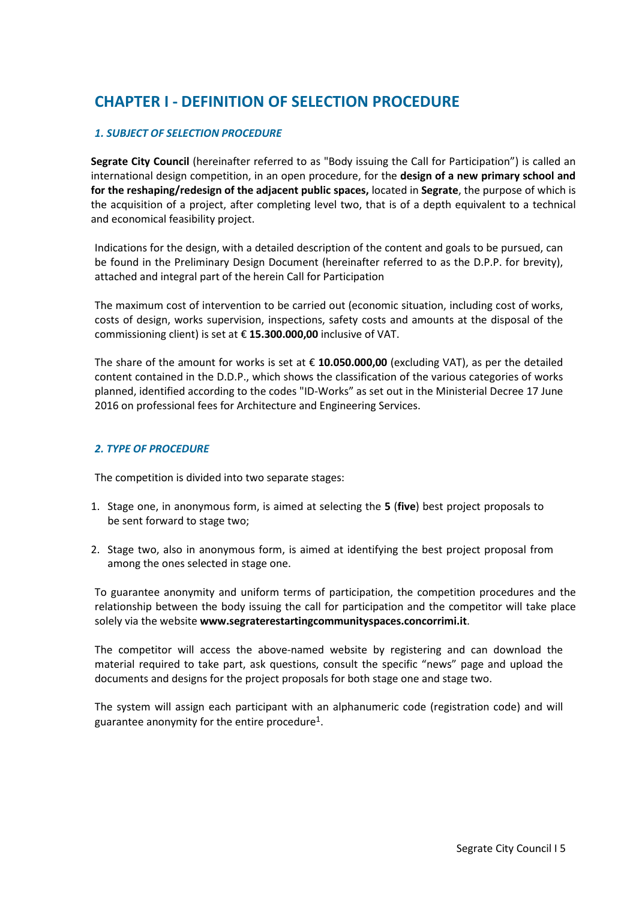# CHAPTER I - DEFINITION OF SELECTION PROCEDURE

### *1. SUBJECT OF SELECTION PROCEDURE*

**Segrate City Council** (hereinafter referred to as "Body issuing the Call for Participation") is called an international design competition, in an open procedure, for the **design of a new primary school and for the reshaping/redesign of the adjacent public spaces,** located in **Segrate**, the purpose of which is the acquisition of a project, after completing level two, that is of a depth equivalent to a technical and economical feasibility project.

Indications for the design, with a detailed description of the content and goals to be pursued, can be found in the Preliminary Design Document (hereinafter referred to as the D.P.P. for brevity), attached and integral part of the herein Call for Participation

The maximum cost of intervention to be carried out (economic situation, including cost of works, costs of design, works supervision, inspections, safety costs and amounts at the disposal of the commissioning client) is set at € **15.300.000,00** inclusive of VAT.

The share of the amount for works is set at € **10.050.000,00** (excluding VAT), as per the detailed content contained in the D.D.P., which shows the classification of the various categories of works planned, identified according to the codes "ID-Works" as set out in the Ministerial Decree 17 June 2016 on professional fees for Architecture and Engineering Services.

### *2. TYPE OF PROCEDURE*

The competition is divided into two separate stages:

1. Stage one, in anonymous form, is aimed at selecting the **5** (**five**) best project proposals to be sent forward to stage two;
2. Stage two, also in anonymous form, is aimed at identifying the best project proposal from among the ones selected in stage one.

To guarantee anonymity and uniform terms of participation, the competition procedures and the relationship between the body issuing the call for participation and the competitor will take place solely via the website **www.segraterestartingcommunityspaces.concorrimi.it**.

The competitor will access the above-named website by registering and can download the material required to take part, ask questions, consult the specific "news" page and upload the documents and designs for the project proposals for both stage one and stage two.

The system will assign each participant with an alphanumeric code (registration code) and will guarantee anonymity for the entire procedure[1].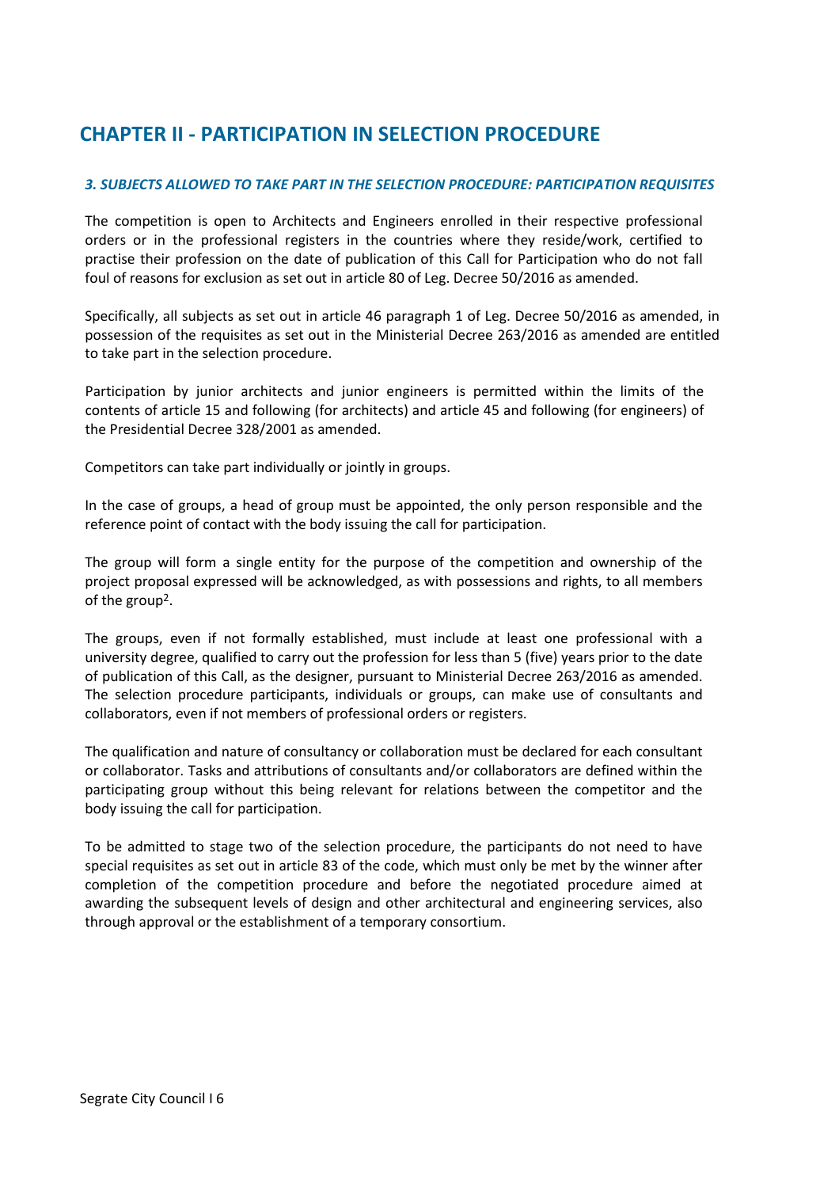# CHAPTER II - PARTICIPATION IN SELECTION PROCEDURE

### *3. SUBJECTS ALLOWED TO TAKE PART IN THE SELECTION PROCEDURE: PARTICIPATION REQUISITES*

The competition is open to Architects and Engineers enrolled in their respective professional orders or in the professional registers in the countries where they reside/work, certified to practise their profession on the date of publication of this Call for Participation who do not fall foul of reasons for exclusion as set out in article 80 of Leg. Decree 50/2016 as amended.

Specifically, all subjects as set out in article 46 paragraph 1 of Leg. Decree 50/2016 as amended, in possession of the requisites as set out in the Ministerial Decree 263/2016 as amended are entitled to take part in the selection procedure.

Participation by junior architects and junior engineers is permitted within the limits of the contents of article 15 and following (for architects) and article 45 and following (for engineers) of the Presidential Decree 328/2001 as amended.

Competitors can take part individually or jointly in groups.

In the case of groups, a head of group must be appointed, the only person responsible and the reference point of contact with the body issuing the call for participation.

The group will form a single entity for the purpose of the competition and ownership of the project proposal expressed will be acknowledged, as with possessions and rights, to all members of the group[2].

The groups, even if not formally established, must include at least one professional with a university degree, qualified to carry out the profession for less than 5 (five) years prior to the date of publication of this Call, as the designer, pursuant to Ministerial Decree 263/2016 as amended. The selection procedure participants, individuals or groups, can make use of consultants and collaborators, even if not members of professional orders or registers.

The qualification and nature of consultancy or collaboration must be declared for each consultant or collaborator. Tasks and attributions of consultants and/or collaborators are defined within the participating group without this being relevant for relations between the competitor and the body issuing the call for participation.

To be admitted to stage two of the selection procedure, the participants do not need to have special requisites as set out in article 83 of the code, which must only be met by the winner after completion of the competition procedure and before the negotiated procedure aimed at awarding the subsequent levels of design and other architectural and engineering services, also through approval or the establishment of a temporary consortium.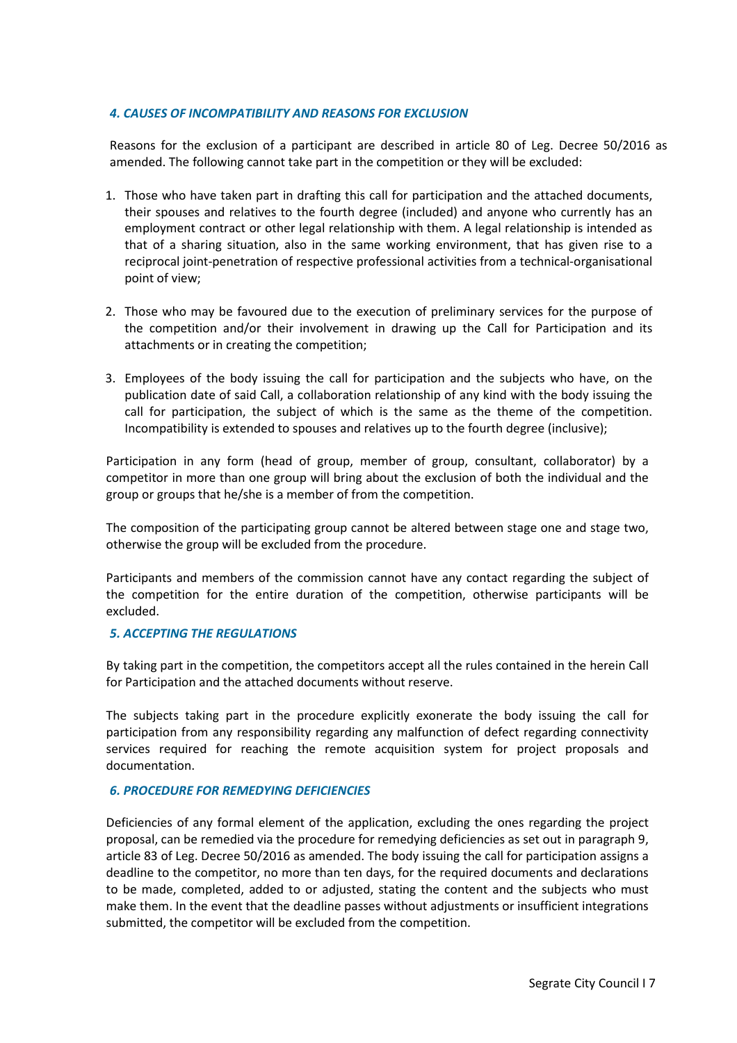### *4. CAUSES OF INCOMPATIBILITY AND REASONS FOR EXCLUSION*

Reasons for the exclusion of a participant are described in article 80 of Leg. Decree 50/2016 as amended. The following cannot take part in the competition or they will be excluded:

1. Those who have taken part in drafting this call for participation and the attached documents, their spouses and relatives to the fourth degree (included) and anyone who currently has an employment contract or other legal relationship with them. A legal relationship is intended as that of a sharing situation, also in the same working environment, that has given rise to a reciprocal joint-penetration of respective professional activities from a technical-organisational point of view;

2. Those who may be favoured due to the execution of preliminary services for the purpose of the competition and/or their involvement in drawing up the Call for Participation and its attachments or in creating the competition;

3. Employees of the body issuing the call for participation and the subjects who have, on the publication date of said Call, a collaboration relationship of any kind with the body issuing the call for participation, the subject of which is the same as the theme of the competition. Incompatibility is extended to spouses and relatives up to the fourth degree (inclusive);

Participation in any form (head of group, member of group, consultant, collaborator) by a competitor in more than one group will bring about the exclusion of both the individual and the group or groups that he/she is a member of from the competition.

The composition of the participating group cannot be altered between stage one and stage two, otherwise the group will be excluded from the procedure.

Participants and members of the commission cannot have any contact regarding the subject of the competition for the entire duration of the competition, otherwise participants will be excluded.

### *5. ACCEPTING THE REGULATIONS*

By taking part in the competition, the competitors accept all the rules contained in the herein Call for Participation and the attached documents without reserve.

The subjects taking part in the procedure explicitly exonerate the body issuing the call for participation from any responsibility regarding any malfunction of defect regarding connectivity services required for reaching the remote acquisition system for project proposals and documentation.

### *6. PROCEDURE FOR REMEDYING DEFICIENCIES*

Deficiencies of any formal element of the application, excluding the ones regarding the project proposal, can be remedied via the procedure for remedying deficiencies as set out in paragraph 9, article 83 of Leg. Decree 50/2016 as amended. The body issuing the call for participation assigns a deadline to the competitor, no more than ten days, for the required documents and declarations to be made, completed, added to or adjusted, stating the content and the subjects who must make them. In the event that the deadline passes without adjustments or insufficient integrations submitted, the competitor will be excluded from the competition.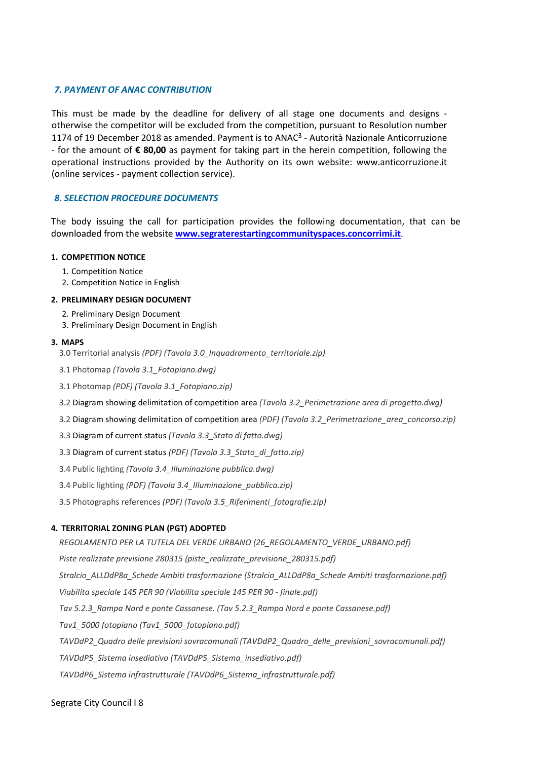## *7. PAYMENT OF ANAC CONTRIBUTION*

This must be made by the deadline for delivery of all stage one documents and designs - otherwise the competitor will be excluded from the competition, pursuant to Resolution number 1174 of 19 December 2018 as amended. Payment is to ANAC[3] - Autorità Nazionale Anticorruzione - for the amount of **€ 80,00** as payment for taking part in the herein competition, following the operational instructions provided by the Authority on its own website: www.anticorruzione.it (online services - payment collection service).

## *8. SELECTION PROCEDURE DOCUMENTS*

The body issuing the call for participation provides the following documentation, that can be downloaded from the website **[www.segraterestartingcommunityspaces.concorrimi.it](http://www.segraterestartingcommunityspaces.concorrimi.it)**.

**1. COMPETITION NOTICE**

1. Competition Notice
2. Competition Notice in English

**2. PRELIMINARY DESIGN DOCUMENT**

2. Preliminary Design Document
3. Preliminary Design Document in English

**3. MAPS**

3.0 Territorial analysis *(PDF) (Tavola 3.0_Inquadramento_territoriale.zip)*

3.1 Photomap *(Tavola 3.1_Fotopiano.dwg)*

3.1 Photomap *(PDF) (Tavola 3.1_Fotopiano.zip)*

3.2 Diagram showing delimitation of competition area *(Tavola 3.2_Perimetrazione area di progetto.dwg)*

3.2 Diagram showing delimitation of competition area *(PDF) (Tavola 3.2_Perimetrazione_area_concorso.zip)*

3.3 Diagram of current status *(Tavola 3.3_Stato di fatto.dwg)*

3.3 Diagram of current status *(PDF) (Tavola 3.3_Stato_di_fatto.zip)*

3.4 Public lighting *(Tavola 3.4_Illuminazione pubblica.dwg)*

3.4 Public lighting *(PDF) (Tavola 3.4_Illuminazione_pubblica.zip)*

3.5 Photographs references *(PDF) (Tavola 3.5_Riferimenti_fotografie.zip)*

**4. TERRITORIAL ZONING PLAN (PGT) ADOPTED**

*REGOLAMENTO PER LA TUTELA DEL VERDE URBANO (26_REGOLAMENTO_VERDE_URBANO.pdf)*

*Piste realizzate previsione 280315 (piste_realizzate_previsione_280315.pdf)*

*Stralcio_ALLDdP8a_Schede Ambiti trasformazione (Stralcio_ALLDdP8a_Schede Ambiti trasformazione.pdf)*

*Viabilita speciale 145 PER 90 (Viabilita speciale 145 PER 90 - finale.pdf)*

*Tav 5.2.3_Rampa Nord e ponte Cassanese. (Tav 5.2.3_Rampa Nord e ponte Cassanese.pdf)*

*Tav1_5000 fotopiano (Tav1_5000_fotopiano.pdf)*

*TAVDdP2_Quadro delle previsioni sovracomunali (TAVDdP2_Quadro_delle_previsioni_sovracomunali.pdf)*

*TAVDdP5_Sistema insediativo (TAVDdP5_Sistema_insediativo.pdf)*

*TAVDdP6_Sistema infrastrutturale (TAVDdP6_Sistema_infrastrutturale.pdf)*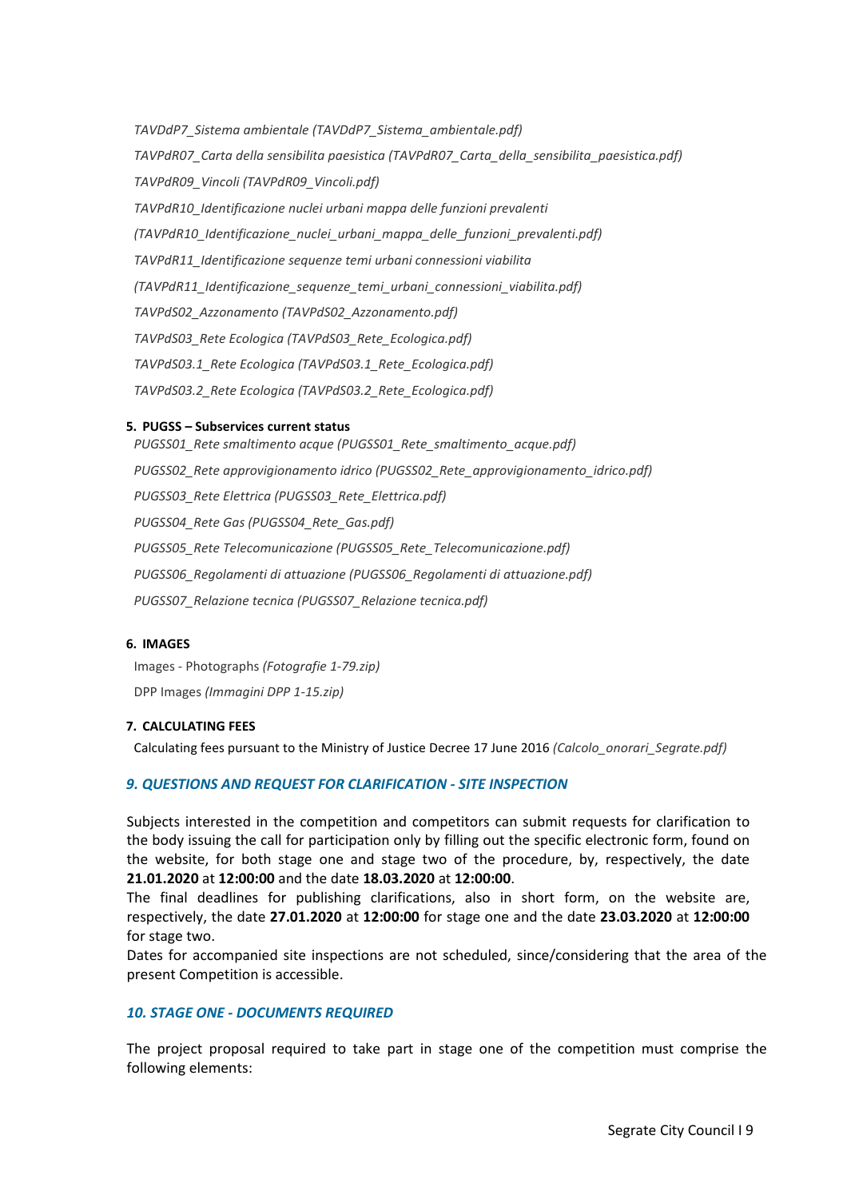*TAVDdP7_Sistema ambientale (TAVDdP7_Sistema_ambientale.pdf)*

*TAVPdR07_Carta della sensibilita paesistica (TAVPdR07_Carta_della_sensibilita_paesistica.pdf)*

*TAVPdR09_Vincoli (TAVPdR09_Vincoli.pdf)*

*TAVPdR10_Identificazione nuclei urbani mappa delle funzioni prevalenti (TAVPdR10_Identificazione_nuclei_urbani_mappa_delle_funzioni_prevalenti.pdf)*

*TAVPdR11_Identificazione sequenze temi urbani connessioni viabilita (TAVPdR11_Identificazione_sequenze_temi_urbani_connessioni_viabilita.pdf)*

*TAVPdS02_Azzonamento (TAVPdS02_Azzonamento.pdf)*

*TAVPdS03_Rete Ecologica (TAVPdS03_Rete_Ecologica.pdf)*

*TAVPdS03.1_Rete Ecologica (TAVPdS03.1_Rete_Ecologica.pdf)*

*TAVPdS03.2_Rete Ecologica (TAVPdS03.2_Rete_Ecologica.pdf)*

**5. PUGSS – Subservices current status**

*PUGSS01_Rete smaltimento acque (PUGSS01_Rete_smaltimento_acque.pdf)*

*PUGSS02_Rete approvigionamento idrico (PUGSS02_Rete_approvigionamento_idrico.pdf)*

*PUGSS03_Rete Elettrica (PUGSS03_Rete_Elettrica.pdf)*

*PUGSS04_Rete Gas (PUGSS04_Rete_Gas.pdf)*

*PUGSS05_Rete Telecomunicazione (PUGSS05_Rete_Telecomunicazione.pdf)*

*PUGSS06_Regolamenti di attuazione (PUGSS06_Regolamenti di attuazione.pdf)*

*PUGSS07_Relazione tecnica (PUGSS07_Relazione tecnica.pdf)*

**6. IMAGES**

Images - Photographs *(Fotografie 1-79.zip)*

DPP Images *(Immagini DPP 1-15.zip)*

**7. CALCULATING FEES**

Calculating fees pursuant to the Ministry of Justice Decree 17 June 2016 *(Calcolo_onorari_Segrate.pdf)*

## *9. QUESTIONS AND REQUEST FOR CLARIFICATION - SITE INSPECTION*

Subjects interested in the competition and competitors can submit requests for clarification to the body issuing the call for participation only by filling out the specific electronic form, found on the website, for both stage one and stage two of the procedure, by, respectively, the date **21.01.2020** at **12:00:00** and the date **18.03.2020** at **12:00:00**.
The final deadlines for publishing clarifications, also in short form, on the website are, respectively, the date **27.01.2020** at **12:00:00** for stage one and the date **23.03.2020** at **12:00:00** for stage two.
Dates for accompanied site inspections are not scheduled, since/considering that the area of the present Competition is accessible.

## *10. STAGE ONE - DOCUMENTS REQUIRED*

The project proposal required to take part in stage one of the competition must comprise the following elements: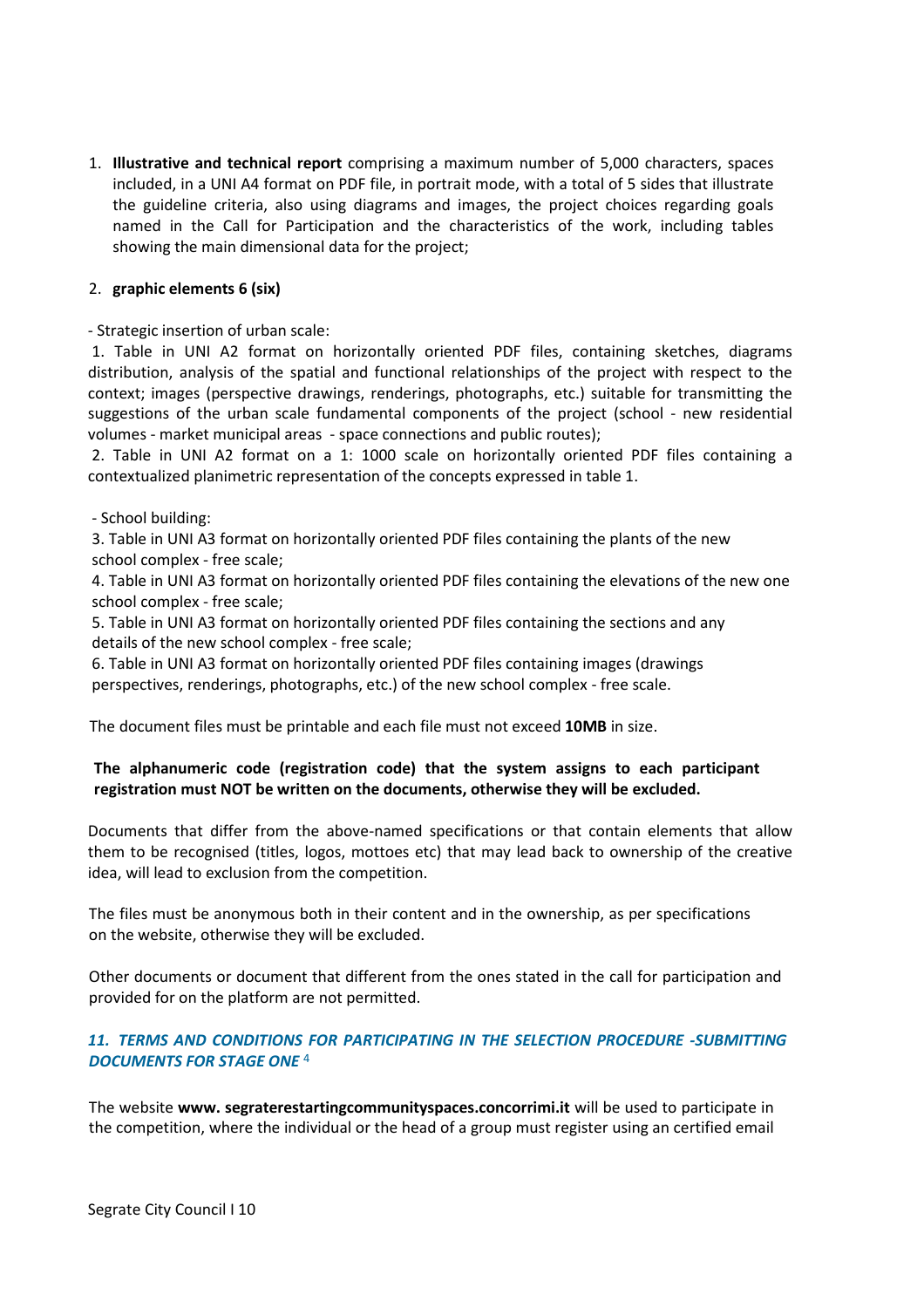1. **Illustrative and technical report** comprising a maximum number of 5,000 characters, spaces included, in a UNI A4 format on PDF file, in portrait mode, with a total of 5 sides that illustrate the guideline criteria, also using diagrams and images, the project choices regarding goals named in the Call for Participation and the characteristics of the work, including tables showing the main dimensional data for the project;

2. **graphic elements 6 (six)**

- Strategic insertion of urban scale:

1. Table in UNI A2 format on horizontally oriented PDF files, containing sketches, diagrams distribution, analysis of the spatial and functional relationships of the project with respect to the context; images (perspective drawings, renderings, photographs, etc.) suitable for transmitting the suggestions of the urban scale fundamental components of the project (school - new residential volumes - market municipal areas - space connections and public routes);

2. Table in UNI A2 format on a 1: 1000 scale on horizontally oriented PDF files containing a contextualized planimetric representation of the concepts expressed in table 1.

- School building:

3. Table in UNI A3 format on horizontally oriented PDF files containing the plants of the new school complex - free scale;

4. Table in UNI A3 format on horizontally oriented PDF files containing the elevations of the new one school complex - free scale;

5. Table in UNI A3 format on horizontally oriented PDF files containing the sections and any details of the new school complex - free scale;

6. Table in UNI A3 format on horizontally oriented PDF files containing images (drawings perspectives, renderings, photographs, etc.) of the new school complex - free scale.

The document files must be printable and each file must not exceed **10MB** in size.

**The alphanumeric code (registration code) that the system assigns to each participant registration must NOT be written on the documents, otherwise they will be excluded.**

Documents that differ from the above-named specifications or that contain elements that allow them to be recognised (titles, logos, mottoes etc) that may lead back to ownership of the creative idea, will lead to exclusion from the competition.

The files must be anonymous both in their content and in the ownership, as per specifications on the website, otherwise they will be excluded.

Other documents or document that different from the ones stated in the call for participation and provided for on the platform are not permitted.

### *11. TERMS AND CONDITIONS FOR PARTICIPATING IN THE SELECTION PROCEDURE -SUBMITTING DOCUMENTS FOR STAGE ONE* [4]

The website **www. segraterestartingcommunityspaces.concorrimi.it** will be used to participate in the competition, where the individual or the head of a group must register using an certified email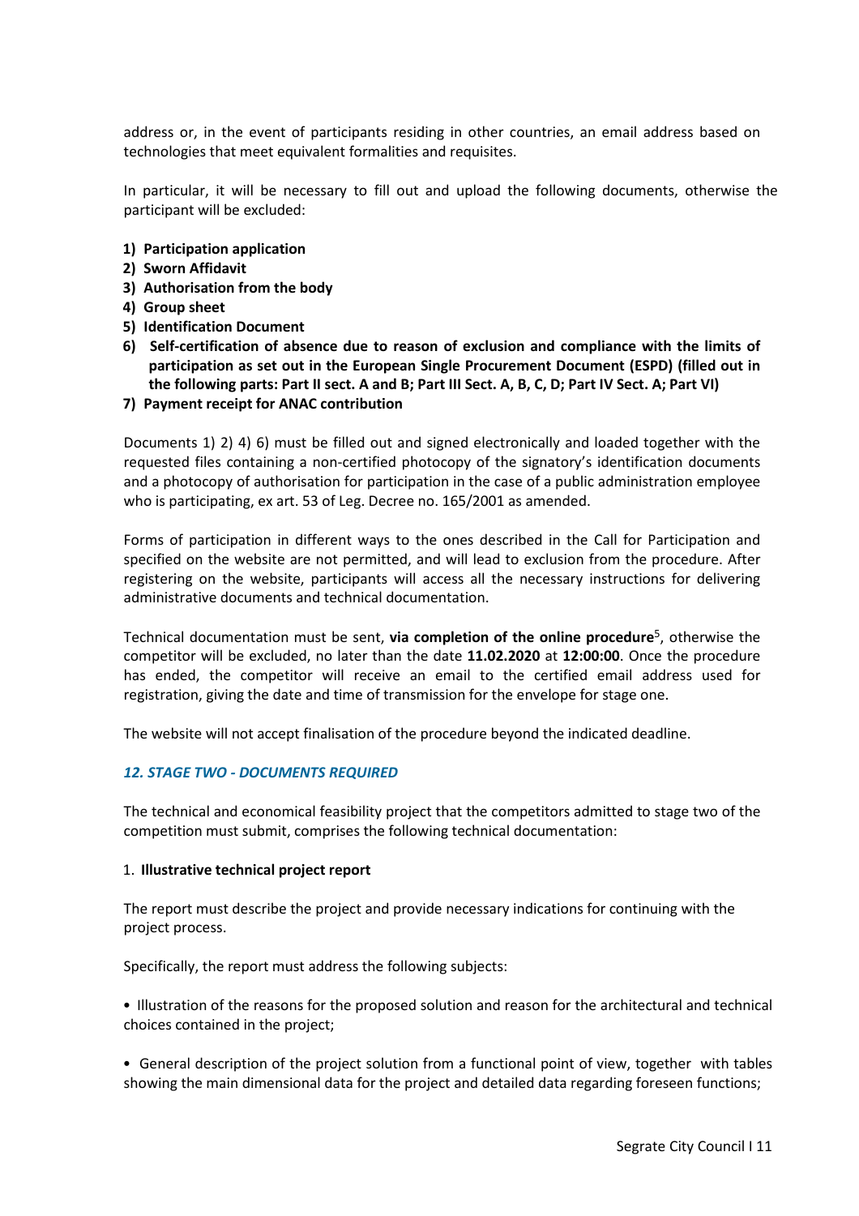address or, in the event of participants residing in other countries, an email address based on technologies that meet equivalent formalities and requisites.

In particular, it will be necessary to fill out and upload the following documents, otherwise the participant will be excluded:

1) **Participation application**
2) **Sworn Affidavit**
3) **Authorisation from the body**
4) **Group sheet**
5) **Identification Document**
6) **Self-certification of absence due to reason of exclusion and compliance with the limits of participation as set out in the European Single Procurement Document (ESPD) (filled out in the following parts: Part II sect. A and B; Part III Sect. A, B, C, D; Part IV Sect. A; Part VI)**
7) **Payment receipt for ANAC contribution**

Documents 1) 2) 4) 6) must be filled out and signed electronically and loaded together with the requested files containing a non-certified photocopy of the signatory's identification documents and a photocopy of authorisation for participation in the case of a public administration employee who is participating, ex art. 53 of Leg. Decree no. 165/2001 as amended.

Forms of participation in different ways to the ones described in the Call for Participation and specified on the website are not permitted, and will lead to exclusion from the procedure. After registering on the website, participants will access all the necessary instructions for delivering administrative documents and technical documentation.

Technical documentation must be sent, **via completion of the online procedure**[5], otherwise the competitor will be excluded, no later than the date **11.02.2020** at **12:00:00**. Once the procedure has ended, the competitor will receive an email to the certified email address used for registration, giving the date and time of transmission for the envelope for stage one.

The website will not accept finalisation of the procedure beyond the indicated deadline.

### *12. STAGE TWO - DOCUMENTS REQUIRED*

The technical and economical feasibility project that the competitors admitted to stage two of the competition must submit, comprises the following technical documentation:

1. **Illustrative technical project report**

The report must describe the project and provide necessary indications for continuing with the project process.

Specifically, the report must address the following subjects:

- Illustration of the reasons for the proposed solution and reason for the architectural and technical choices contained in the project;

- General description of the project solution from a functional point of view, together with tables showing the main dimensional data for the project and detailed data regarding foreseen functions;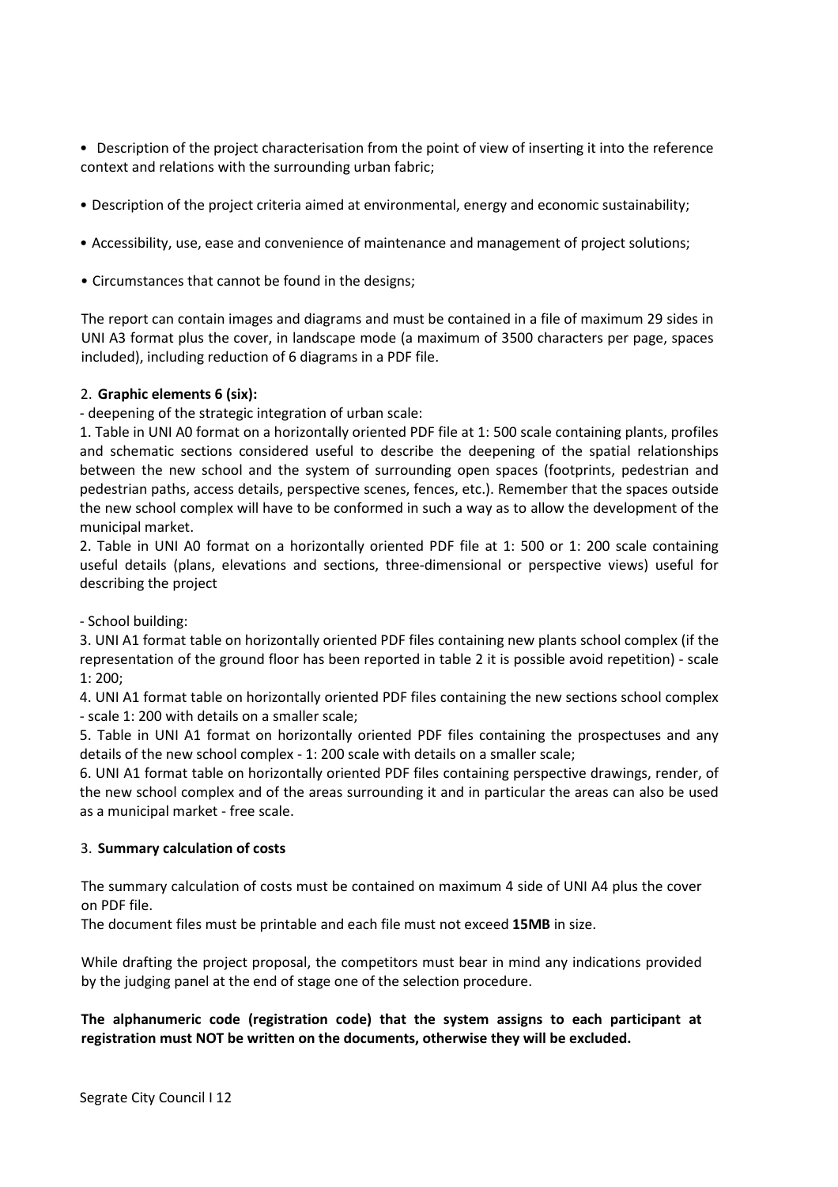- Description of the project characterisation from the point of view of inserting it into the reference context and relations with the surrounding urban fabric;

- Description of the project criteria aimed at environmental, energy and economic sustainability;

- Accessibility, use, ease and convenience of maintenance and management of project solutions;

- Circumstances that cannot be found in the designs;

The report can contain images and diagrams and must be contained in a file of maximum 29 sides in UNI A3 format plus the cover, in landscape mode (a maximum of 3500 characters per page, spaces included), including reduction of 6 diagrams in a PDF file.

2. **Graphic elements 6 (six):**

- deepening of the strategic integration of urban scale:

1. Table in UNI A0 format on a horizontally oriented PDF file at 1: 500 scale containing plants, profiles and schematic sections considered useful to describe the deepening of the spatial relationships between the new school and the system of surrounding open spaces (footprints, pedestrian and pedestrian paths, access details, perspective scenes, fences, etc.). Remember that the spaces outside the new school complex will have to be conformed in such a way as to allow the development of the municipal market.
2. Table in UNI A0 format on a horizontally oriented PDF file at 1: 500 or 1: 200 scale containing useful details (plans, elevations and sections, three-dimensional or perspective views) useful for describing the project

- School building:

3. UNI A1 format table on horizontally oriented PDF files containing new plants school complex (if the representation of the ground floor has been reported in table 2 it is possible avoid repetition) - scale 1: 200;
4. UNI A1 format table on horizontally oriented PDF files containing the new sections school complex - scale 1: 200 with details on a smaller scale;
5. Table in UNI A1 format on horizontally oriented PDF files containing the prospectuses and any details of the new school complex - 1: 200 scale with details on a smaller scale;
6. UNI A1 format table on horizontally oriented PDF files containing perspective drawings, render, of the new school complex and of the areas surrounding it and in particular the areas can also be used as a municipal market - free scale.

3. **Summary calculation of costs**

The summary calculation of costs must be contained on maximum 4 side of UNI A4 plus the cover on PDF file.
The document files must be printable and each file must not exceed **15MB** in size.

While drafting the project proposal, the competitors must bear in mind any indications provided by the judging panel at the end of stage one of the selection procedure.

**The alphanumeric code (registration code) that the system assigns to each participant at registration must NOT be written on the documents, otherwise they will be excluded.**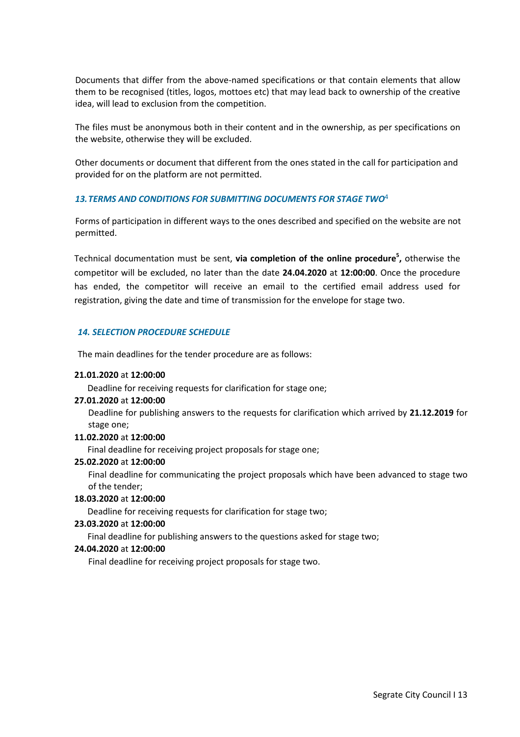Documents that differ from the above-named specifications or that contain elements that allow them to be recognised (titles, logos, mottoes etc) that may lead back to ownership of the creative idea, will lead to exclusion from the competition.

The files must be anonymous both in their content and in the ownership, as per specifications on the website, otherwise they will be excluded.

Other documents or document that different from the ones stated in the call for participation and provided for on the platform are not permitted.

### *13. TERMS AND CONDITIONS FOR SUBMITTING DOCUMENTS FOR STAGE TWO*[4]

Forms of participation in different ways to the ones described and specified on the website are not permitted.

Technical documentation must be sent, **via completion of the online procedure[5],** otherwise the competitor will be excluded, no later than the date **24.04.2020** at **12:00:00**. Once the procedure has ended, the competitor will receive an email to the certified email address used for registration, giving the date and time of transmission for the envelope for stage two.

### *14. SELECTION PROCEDURE SCHEDULE*

The main deadlines for the tender procedure are as follows:

**21.01.2020** at **12:00:00**
Deadline for receiving requests for clarification for stage one;

**27.01.2020** at **12:00:00**
Deadline for publishing answers to the requests for clarification which arrived by **21.12.2019** for stage one;

**11.02.2020** at **12:00:00**
Final deadline for receiving project proposals for stage one;

**25.02.2020** at **12:00:00**
Final deadline for communicating the project proposals which have been advanced to stage two of the tender;

**18.03.2020** at **12:00:00**
Deadline for receiving requests for clarification for stage two;

**23.03.2020** at **12:00:00**
Final deadline for publishing answers to the questions asked for stage two;

**24.04.2020** at **12:00:00**
Final deadline for receiving project proposals for stage two.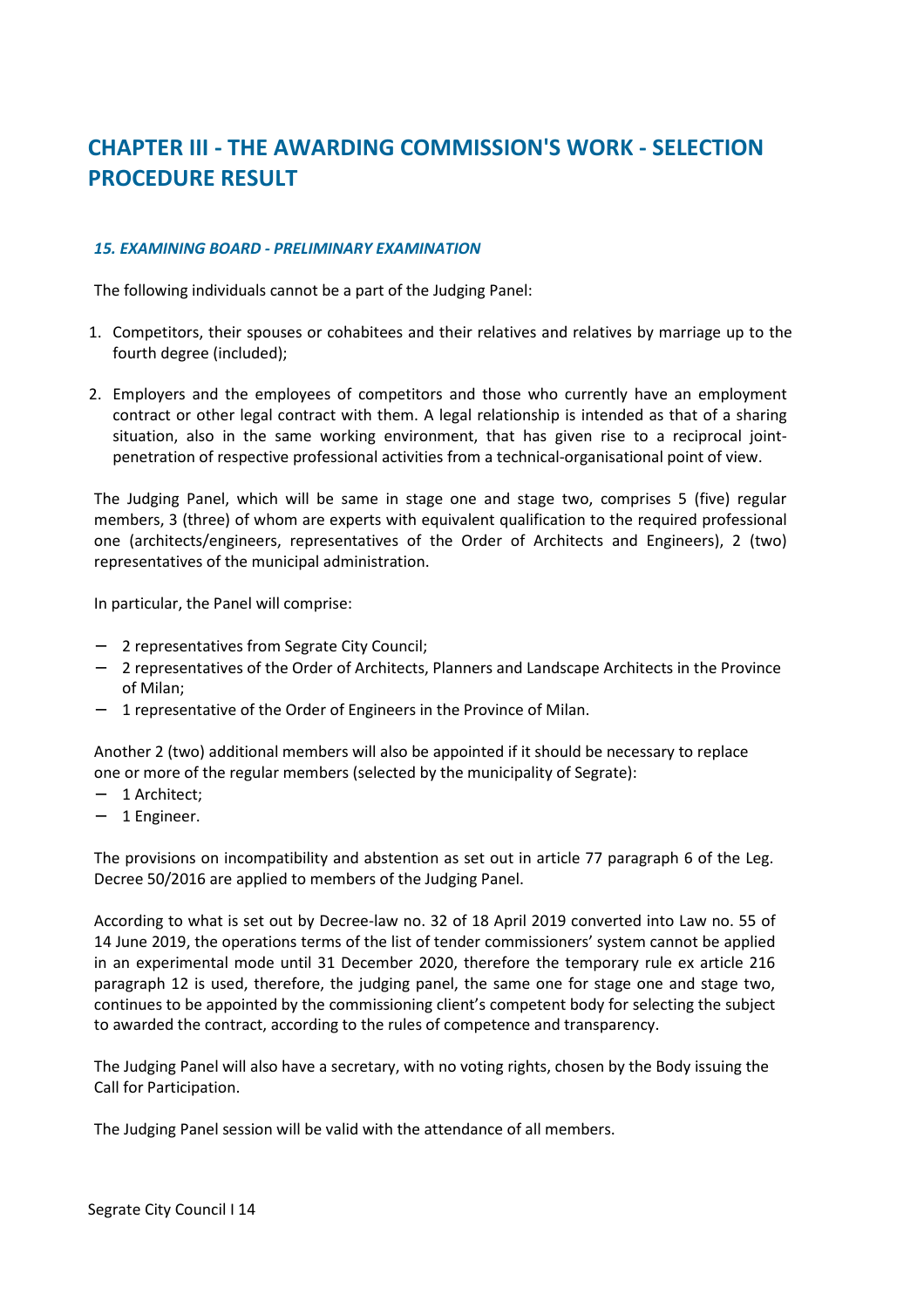# CHAPTER III - THE AWARDING COMMISSION'S WORK - SELECTION PROCEDURE RESULT

### *15. EXAMINING BOARD - PRELIMINARY EXAMINATION*

The following individuals cannot be a part of the Judging Panel:

1. Competitors, their spouses or cohabitees and their relatives and relatives by marriage up to the fourth degree (included);

2. Employers and the employees of competitors and those who currently have an employment contract or other legal contract with them. A legal relationship is intended as that of a sharing situation, also in the same working environment, that has given rise to a reciprocal joint-penetration of respective professional activities from a technical-organisational point of view.

The Judging Panel, which will be same in stage one and stage two, comprises 5 (five) regular members, 3 (three) of whom are experts with equivalent qualification to the required professional one (architects/engineers, representatives of the Order of Architects and Engineers), 2 (two) representatives of the municipal administration.

In particular, the Panel will comprise:

- 2 representatives from Segrate City Council;
- 2 representatives of the Order of Architects, Planners and Landscape Architects in the Province of Milan;
- 1 representative of the Order of Engineers in the Province of Milan.

Another 2 (two) additional members will also be appointed if it should be necessary to replace one or more of the regular members (selected by the municipality of Segrate):
- 1 Architect;
- 1 Engineer.

The provisions on incompatibility and abstention as set out in article 77 paragraph 6 of the Leg. Decree 50/2016 are applied to members of the Judging Panel.

According to what is set out by Decree-law no. 32 of 18 April 2019 converted into Law no. 55 of 14 June 2019, the operations terms of the list of tender commissioners' system cannot be applied in an experimental mode until 31 December 2020, therefore the temporary rule ex article 216 paragraph 12 is used, therefore, the judging panel, the same one for stage one and stage two, continues to be appointed by the commissioning client's competent body for selecting the subject to awarded the contract, according to the rules of competence and transparency.

The Judging Panel will also have a secretary, with no voting rights, chosen by the Body issuing the Call for Participation.

The Judging Panel session will be valid with the attendance of all members.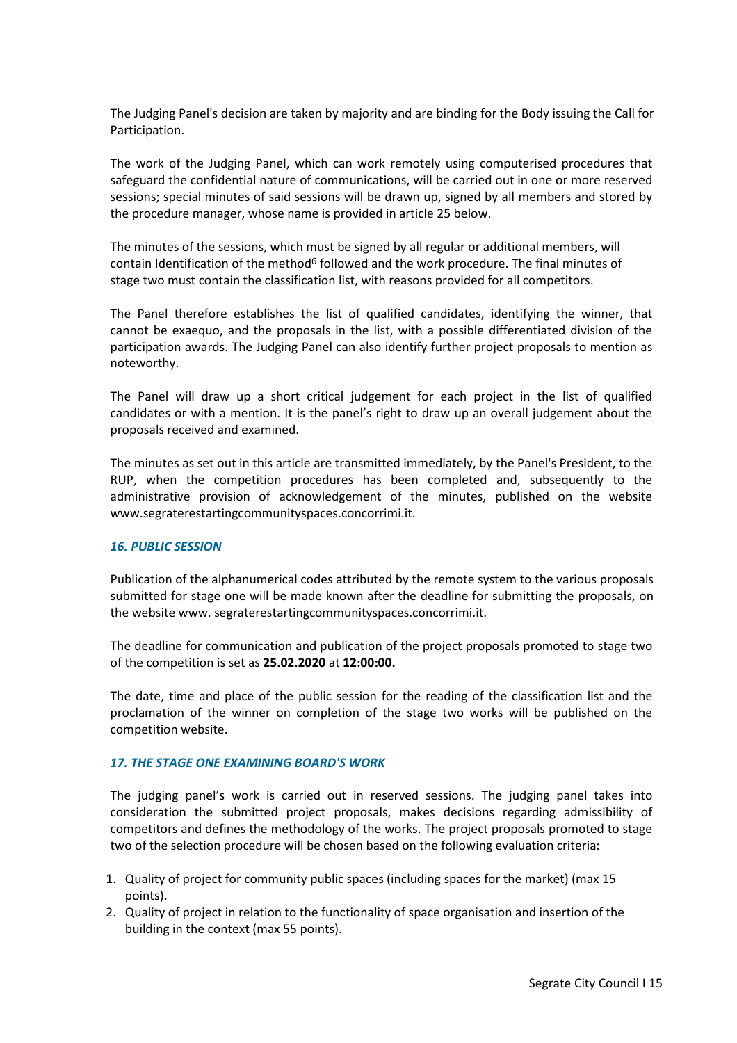The Judging Panel's decision are taken by majority and are binding for the Body issuing the Call for Participation.

The work of the Judging Panel, which can work remotely using computerised procedures that safeguard the confidential nature of communications, will be carried out in one or more reserved sessions; special minutes of said sessions will be drawn up, signed by all members and stored by the procedure manager, whose name is provided in article 25 below.

The minutes of the sessions, which must be signed by all regular or additional members, will contain Identification of the method[6] followed and the work procedure. The final minutes of stage two must contain the classification list, with reasons provided for all competitors.

The Panel therefore establishes the list of qualified candidates, identifying the winner, that cannot be exaequo, and the proposals in the list, with a possible differentiated division of the participation awards. The Judging Panel can also identify further project proposals to mention as noteworthy.

The Panel will draw up a short critical judgement for each project in the list of qualified candidates or with a mention. It is the panel's right to draw up an overall judgement about the proposals received and examined.

The minutes as set out in this article are transmitted immediately, by the Panel's President, to the RUP, when the competition procedures has been completed and, subsequently to the administrative provision of acknowledgement of the minutes, published on the website www.segraterestartingcommunityspaces.concorrimi.it.

### *16. PUBLIC SESSION*

Publication of the alphanumerical codes attributed by the remote system to the various proposals submitted for stage one will be made known after the deadline for submitting the proposals, on the website www. segraterestartingcommunityspaces.concorrimi.it.

The deadline for communication and publication of the project proposals promoted to stage two of the competition is set as **25.02.2020** at **12:00:00.**

The date, time and place of the public session for the reading of the classification list and the proclamation of the winner on completion of the stage two works will be published on the competition website.

### *17. THE STAGE ONE EXAMINING BOARD'S WORK*

The judging panel's work is carried out in reserved sessions. The judging panel takes into consideration the submitted project proposals, makes decisions regarding admissibility of competitors and defines the methodology of the works. The project proposals promoted to stage two of the selection procedure will be chosen based on the following evaluation criteria:

1. Quality of project for community public spaces (including spaces for the market) (max 15 points).
2. Quality of project in relation to the functionality of space organisation and insertion of the building in the context (max 55 points).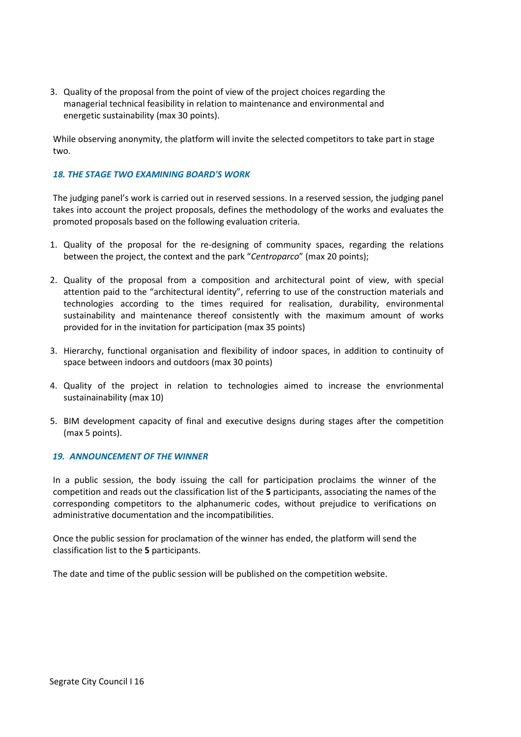3. Quality of the proposal from the point of view of the project choices regarding the managerial technical feasibility in relation to maintenance and environmental and energetic sustainability (max 30 points).

While observing anonymity, the platform will invite the selected competitors to take part in stage two.

### *18. THE STAGE TWO EXAMINING BOARD'S WORK*

The judging panel's work is carried out in reserved sessions. In a reserved session, the judging panel takes into account the project proposals, defines the methodology of the works and evaluates the promoted proposals based on the following evaluation criteria.

1. Quality of the proposal for the re-designing of community spaces, regarding the relations between the project, the context and the park "*Centroparco*" (max 20 points);

2. Quality of the proposal from a composition and architectural point of view, with special attention paid to the "architectural identity", referring to use of the construction materials and technologies according to the times required for realisation, durability, environmental sustainability and maintenance thereof consistently with the maximum amount of works provided for in the invitation for participation (max 35 points)

3. Hierarchy, functional organisation and flexibility of indoor spaces, in addition to continuity of space between indoors and outdoors (max 30 points)

4. Quality of the project in relation to technologies aimed to increase the envrionmental sustainainability (max 10)

5. BIM development capacity of final and executive designs during stages after the competition (max 5 points).

### *19. ANNOUNCEMENT OF THE WINNER*

In a public session, the body issuing the call for participation proclaims the winner of the competition and reads out the classification list of the **5** participants, associating the names of the corresponding competitors to the alphanumeric codes, without prejudice to verifications on administrative documentation and the incompatibilities.

Once the public session for proclamation of the winner has ended, the platform will send the classification list to the **5** participants.

The date and time of the public session will be published on the competition website.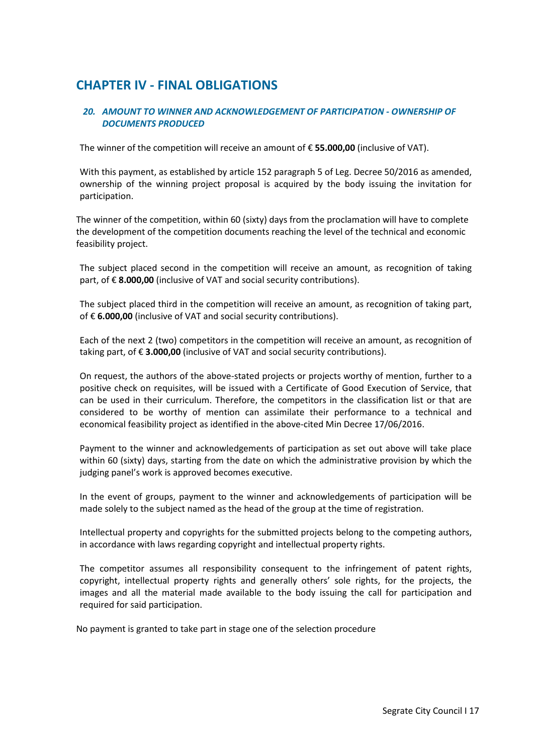## CHAPTER IV - FINAL OBLIGATIONS

### *20. AMOUNT TO WINNER AND ACKNOWLEDGEMENT OF PARTICIPATION - OWNERSHIP OF DOCUMENTS PRODUCED*

The winner of the competition will receive an amount of € **55.000,00** (inclusive of VAT).

With this payment, as established by article 152 paragraph 5 of Leg. Decree 50/2016 as amended, ownership of the winning project proposal is acquired by the body issuing the invitation for participation.

The winner of the competition, within 60 (sixty) days from the proclamation will have to complete the development of the competition documents reaching the level of the technical and economic feasibility project.

The subject placed second in the competition will receive an amount, as recognition of taking part, of € **8.000,00** (inclusive of VAT and social security contributions).

The subject placed third in the competition will receive an amount, as recognition of taking part, of € **6.000,00** (inclusive of VAT and social security contributions).

Each of the next 2 (two) competitors in the competition will receive an amount, as recognition of taking part, of € **3.000,00** (inclusive of VAT and social security contributions).

On request, the authors of the above-stated projects or projects worthy of mention, further to a positive check on requisites, will be issued with a Certificate of Good Execution of Service, that can be used in their curriculum. Therefore, the competitors in the classification list or that are considered to be worthy of mention can assimilate their performance to a technical and economical feasibility project as identified in the above-cited Min Decree 17/06/2016.

Payment to the winner and acknowledgements of participation as set out above will take place within 60 (sixty) days, starting from the date on which the administrative provision by which the judging panel's work is approved becomes executive.

In the event of groups, payment to the winner and acknowledgements of participation will be made solely to the subject named as the head of the group at the time of registration.

Intellectual property and copyrights for the submitted projects belong to the competing authors, in accordance with laws regarding copyright and intellectual property rights.

The competitor assumes all responsibility consequent to the infringement of patent rights, copyright, intellectual property rights and generally others' sole rights, for the projects, the images and all the material made available to the body issuing the call for participation and required for said participation.

No payment is granted to take part in stage one of the selection procedure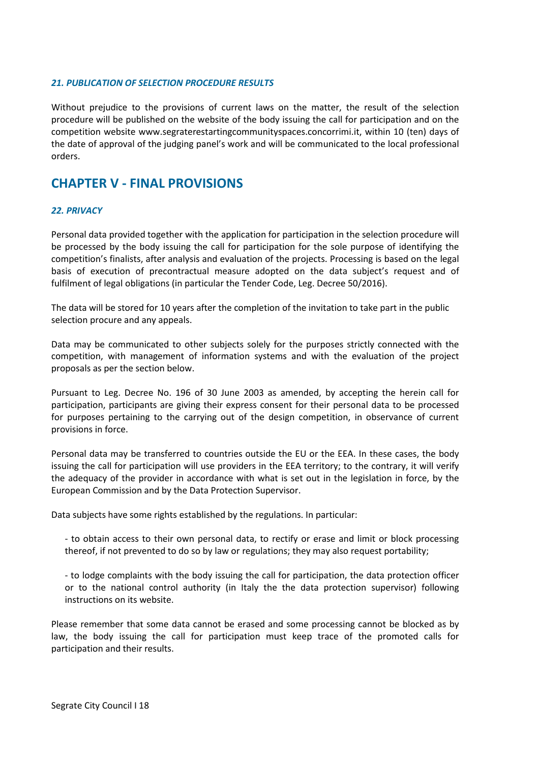### *21. PUBLICATION OF SELECTION PROCEDURE RESULTS*

Without prejudice to the provisions of current laws on the matter, the result of the selection procedure will be published on the website of the body issuing the call for participation and on the competition website www.segraterestartingcommunityspaces.concorrimi.it, within 10 (ten) days of the date of approval of the judging panel's work and will be communicated to the local professional orders.

## CHAPTER V - FINAL PROVISIONS

### *22. PRIVACY*

Personal data provided together with the application for participation in the selection procedure will be processed by the body issuing the call for participation for the sole purpose of identifying the competition's finalists, after analysis and evaluation of the projects. Processing is based on the legal basis of execution of precontractual measure adopted on the data subject's request and of fulfilment of legal obligations (in particular the Tender Code, Leg. Decree 50/2016).

The data will be stored for 10 years after the completion of the invitation to take part in the public selection procure and any appeals.

Data may be communicated to other subjects solely for the purposes strictly connected with the competition, with management of information systems and with the evaluation of the project proposals as per the section below.

Pursuant to Leg. Decree No. 196 of 30 June 2003 as amended, by accepting the herein call for participation, participants are giving their express consent for their personal data to be processed for purposes pertaining to the carrying out of the design competition, in observance of current provisions in force.

Personal data may be transferred to countries outside the EU or the EEA. In these cases, the body issuing the call for participation will use providers in the EEA territory; to the contrary, it will verify the adequacy of the provider in accordance with what is set out in the legislation in force, by the European Commission and by the Data Protection Supervisor.

Data subjects have some rights established by the regulations. In particular:

- to obtain access to their own personal data, to rectify or erase and limit or block processing thereof, if not prevented to do so by law or regulations; they may also request portability;

- to lodge complaints with the body issuing the call for participation, the data protection officer or to the national control authority (in Italy the the data protection supervisor) following instructions on its website.

Please remember that some data cannot be erased and some processing cannot be blocked as by law, the body issuing the call for participation must keep trace of the promoted calls for participation and their results.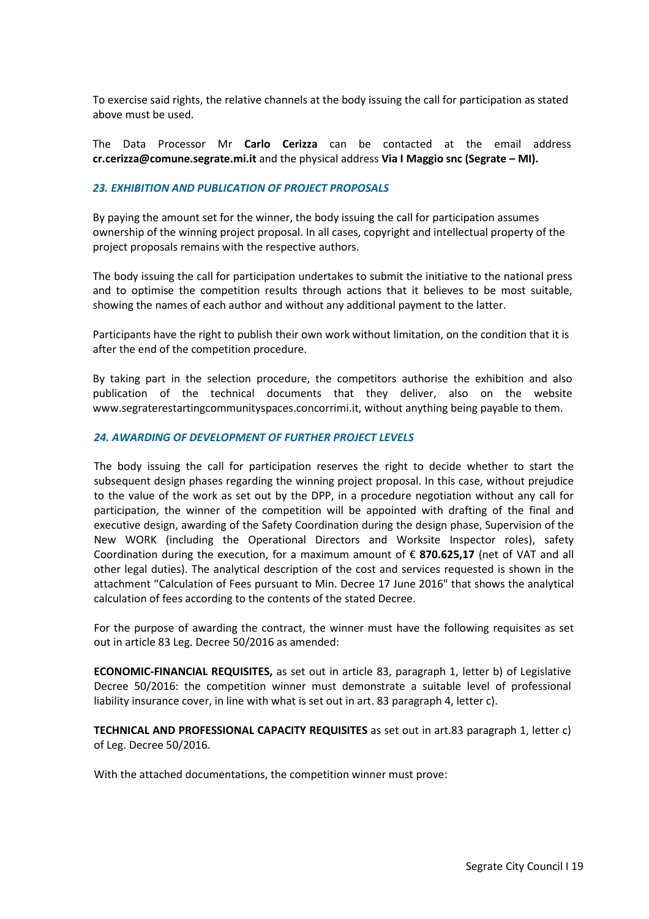To exercise said rights, the relative channels at the body issuing the call for participation as stated above must be used.

The Data Processor Mr **Carlo Cerizza** can be contacted at the email address **cr.cerizza@comune.segrate.mi.it** and the physical address **Via I Maggio snc (Segrate – MI).**

### *23. EXHIBITION AND PUBLICATION OF PROJECT PROPOSALS*

By paying the amount set for the winner, the body issuing the call for participation assumes ownership of the winning project proposal. In all cases, copyright and intellectual property of the project proposals remains with the respective authors.

The body issuing the call for participation undertakes to submit the initiative to the national press and to optimise the competition results through actions that it believes to be most suitable, showing the names of each author and without any additional payment to the latter.

Participants have the right to publish their own work without limitation, on the condition that it is after the end of the competition procedure.

By taking part in the selection procedure, the competitors authorise the exhibition and also publication of the technical documents that they deliver, also on the website www.segraterestartingcommunityspaces.concorrimi.it, without anything being payable to them.

### *24. AWARDING OF DEVELOPMENT OF FURTHER PROJECT LEVELS*

The body issuing the call for participation reserves the right to decide whether to start the subsequent design phases regarding the winning project proposal. In this case, without prejudice to the value of the work as set out by the DPP, in a procedure negotiation without any call for participation, the winner of the competition will be appointed with drafting of the final and executive design, awarding of the Safety Coordination during the design phase, Supervision of the New WORK (including the Operational Directors and Worksite Inspector roles), safety Coordination during the execution, for a maximum amount of € **870.625,17** (net of VAT and all other legal duties). The analytical description of the cost and services requested is shown in the attachment "Calculation of Fees pursuant to Min. Decree 17 June 2016" that shows the analytical calculation of fees according to the contents of the stated Decree.

For the purpose of awarding the contract, the winner must have the following requisites as set out in article 83 Leg. Decree 50/2016 as amended:

**ECONOMIC-FINANCIAL REQUISITES,** as set out in article 83, paragraph 1, letter b) of Legislative Decree 50/2016: the competition winner must demonstrate a suitable level of professional liability insurance cover, in line with what is set out in art. 83 paragraph 4, letter c).

**TECHNICAL AND PROFESSIONAL CAPACITY REQUISITES** as set out in art.83 paragraph 1, letter c) of Leg. Decree 50/2016.

With the attached documentations, the competition winner must prove: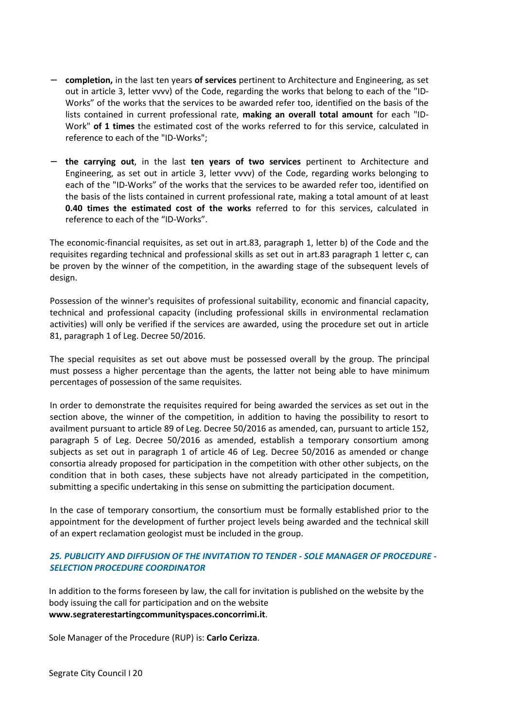- **completion,** in the last ten years **of services** pertinent to Architecture and Engineering, as set out in article 3, letter vvvv) of the Code, regarding the works that belong to each of the "ID-Works" of the works that the services to be awarded refer too, identified on the basis of the lists contained in current professional rate, **making an overall total amount** for each "ID-Work" **of 1 times** the estimated cost of the works referred to for this service, calculated in reference to each of the "ID-Works";

- **the carrying out**, in the last **ten years of two services** pertinent to Architecture and Engineering, as set out in article 3, letter vvvv) of the Code, regarding works belonging to each of the "ID-Works" of the works that the services to be awarded refer too, identified on the basis of the lists contained in current professional rate, making a total amount of at least **0.40 times the estimated cost of the works** referred to for this services, calculated in reference to each of the "ID-Works".

The economic-financial requisites, as set out in art.83, paragraph 1, letter b) of the Code and the requisites regarding technical and professional skills as set out in art.83 paragraph 1 letter c, can be proven by the winner of the competition, in the awarding stage of the subsequent levels of design.

Possession of the winner's requisites of professional suitability, economic and financial capacity, technical and professional capacity (including professional skills in environmental reclamation activities) will only be verified if the services are awarded, using the procedure set out in article 81, paragraph 1 of Leg. Decree 50/2016.

The special requisites as set out above must be possessed overall by the group. The principal must possess a higher percentage than the agents, the latter not being able to have minimum percentages of possession of the same requisites.

In order to demonstrate the requisites required for being awarded the services as set out in the section above, the winner of the competition, in addition to having the possibility to resort to availment pursuant to article 89 of Leg. Decree 50/2016 as amended, can, pursuant to article 152, paragraph 5 of Leg. Decree 50/2016 as amended, establish a temporary consortium among subjects as set out in paragraph 1 of article 46 of Leg. Decree 50/2016 as amended or change consortia already proposed for participation in the competition with other other subjects, on the condition that in both cases, these subjects have not already participated in the competition, submitting a specific undertaking in this sense on submitting the participation document.

In the case of temporary consortium, the consortium must be formally established prior to the appointment for the development of further project levels being awarded and the technical skill of an expert reclamation geologist must be included in the group.

### *25. PUBLICITY AND DIFFUSION OF THE INVITATION TO TENDER - SOLE MANAGER OF PROCEDURE - SELECTION PROCEDURE COORDINATOR*

In addition to the forms foreseen by law, the call for invitation is published on the website by the body issuing the call for participation and on the website **www.segraterestartingcommunityspaces.concorrimi.it**.

Sole Manager of the Procedure (RUP) is: **Carlo Cerizza**.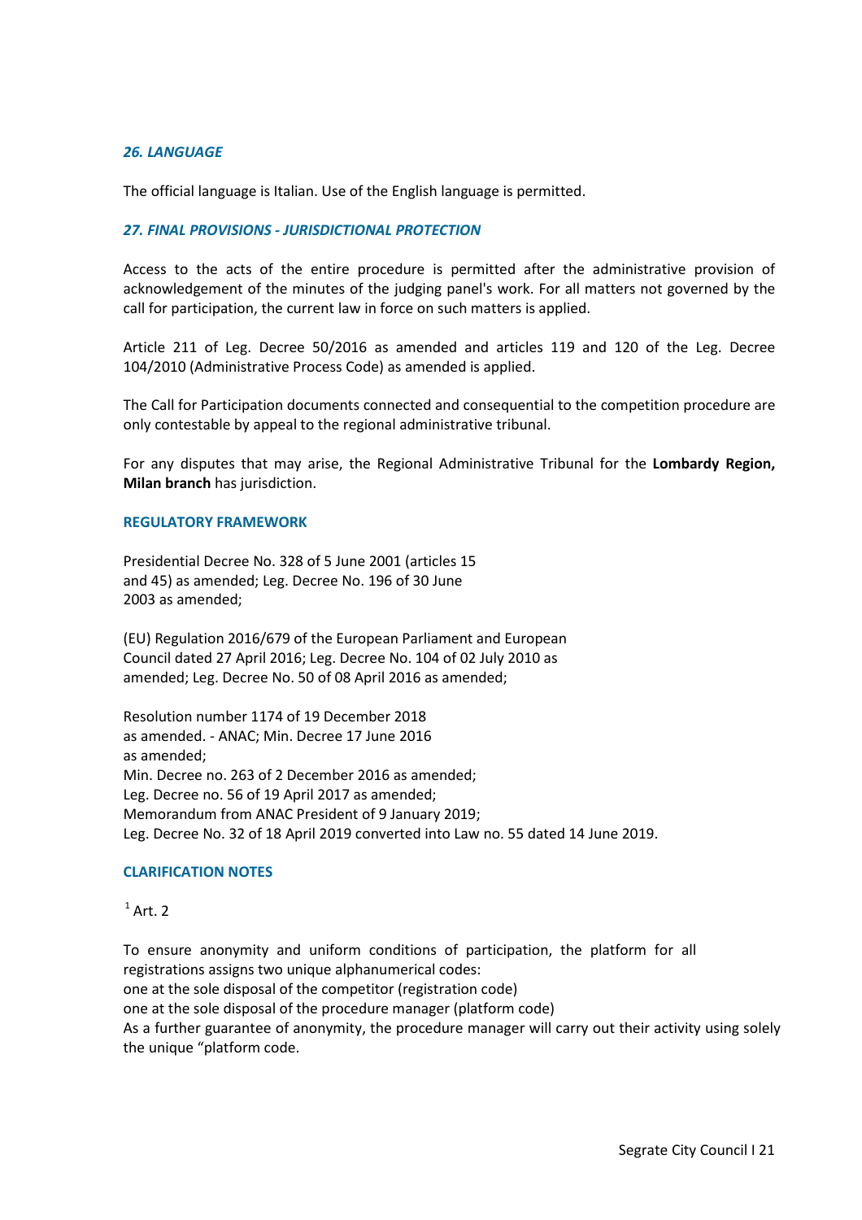### *26. LANGUAGE*

The official language is Italian. Use of the English language is permitted.

### *27. FINAL PROVISIONS - JURISDICTIONAL PROTECTION*

Access to the acts of the entire procedure is permitted after the administrative provision of acknowledgement of the minutes of the judging panel's work. For all matters not governed by the call for participation, the current law in force on such matters is applied.

Article 211 of Leg. Decree 50/2016 as amended and articles 119 and 120 of the Leg. Decree 104/2010 (Administrative Process Code) as amended is applied.

The Call for Participation documents connected and consequential to the competition procedure are only contestable by appeal to the regional administrative tribunal.

For any disputes that may arise, the Regional Administrative Tribunal for the **Lombardy Region, Milan branch** has jurisdiction.

### REGULATORY FRAMEWORK

Presidential Decree No. 328 of 5 June 2001 (articles 15 and 45) as amended; Leg. Decree No. 196 of 30 June 2003 as amended;

(EU) Regulation 2016/679 of the European Parliament and European Council dated 27 April 2016; Leg. Decree No. 104 of 02 July 2010 as amended; Leg. Decree No. 50 of 08 April 2016 as amended;

Resolution number 1174 of 19 December 2018 as amended. - ANAC; Min. Decree 17 June 2016 as amended;
Min. Decree no. 263 of 2 December 2016 as amended;
Leg. Decree no. 56 of 19 April 2017 as amended;
Memorandum from ANAC President of 9 January 2019;
Leg. Decree No. 32 of 18 April 2019 converted into Law no. 55 dated 14 June 2019.

### CLARIFICATION NOTES

[1] Art. 2

To ensure anonymity and uniform conditions of participation, the platform for all registrations assigns two unique alphanumerical codes:
one at the sole disposal of the competitor (registration code)
one at the sole disposal of the procedure manager (platform code)
As a further guarantee of anonymity, the procedure manager will carry out their activity using solely the unique "platform code.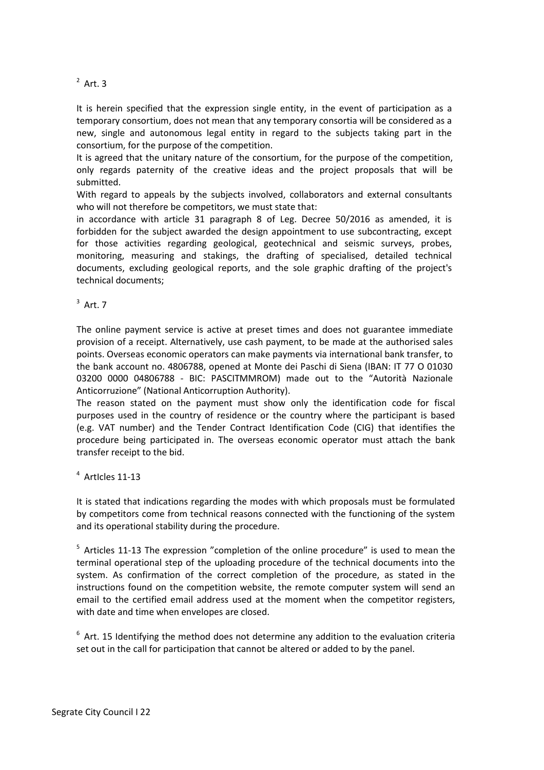[2] Art. 3

It is herein specified that the expression single entity, in the event of participation as a temporary consortium, does not mean that any temporary consortia will be considered as a new, single and autonomous legal entity in regard to the subjects taking part in the consortium, for the purpose of the competition.

It is agreed that the unitary nature of the consortium, for the purpose of the competition, only regards paternity of the creative ideas and the project proposals that will be submitted.

With regard to appeals by the subjects involved, collaborators and external consultants who will not therefore be competitors, we must state that:

in accordance with article 31 paragraph 8 of Leg. Decree 50/2016 as amended, it is forbidden for the subject awarded the design appointment to use subcontracting, except for those activities regarding geological, geotechnical and seismic surveys, probes, monitoring, measuring and stakings, the drafting of specialised, detailed technical documents, excluding geological reports, and the sole graphic drafting of the project's technical documents;

[3] Art. 7

The online payment service is active at preset times and does not guarantee immediate provision of a receipt. Alternatively, use cash payment, to be made at the authorised sales points. Overseas economic operators can make payments via international bank transfer, to the bank account no. 4806788, opened at Monte dei Paschi di Siena (IBAN: IT 77 O 01030 03200 0000 04806788 - BIC: PASCITMMROM) made out to the "Autorità Nazionale Anticorruzione" (National Anticorruption Authority).

The reason stated on the payment must show only the identification code for fiscal purposes used in the country of residence or the country where the participant is based (e.g. VAT number) and the Tender Contract Identification Code (CIG) that identifies the procedure being participated in. The overseas economic operator must attach the bank transfer receipt to the bid.

[4] ArtIcles 11-13

It is stated that indications regarding the modes with which proposals must be formulated by competitors come from technical reasons connected with the functioning of the system and its operational stability during the procedure.

[5] Articles 11-13 The expression "completion of the online procedure" is used to mean the terminal operational step of the uploading procedure of the technical documents into the system. As confirmation of the correct completion of the procedure, as stated in the instructions found on the competition website, the remote computer system will send an email to the certified email address used at the moment when the competitor registers, with date and time when envelopes are closed.

[6] Art. 15 Identifying the method does not determine any addition to the evaluation criteria set out in the call for participation that cannot be altered or added to by the panel.